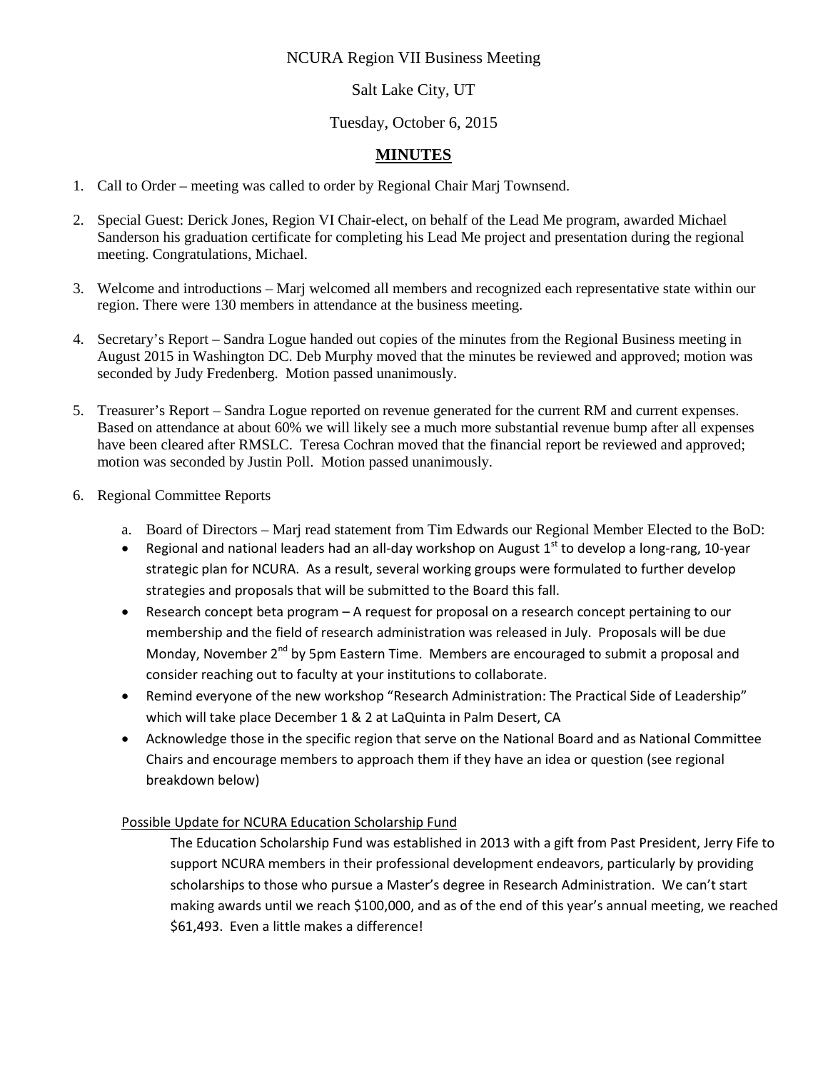NCURA Region VII Business Meeting

Salt Lake City, UT

Tuesday, October 6, 2015

# **MINUTES**

1. Call to Order – meeting was called to order by Regional Chair Marj Townsend.

2. Special Guest: Derick Jones, Region VI Chair-elect, on behalf of the Lead Me program, awarded Michael Sanderson his graduation certificate for completing his Lead Me project and presentation during the regional meeting. Congratulations, Michael.

3. Welcome and introductions – Marj welcomed all members and recognized each representative state within our region. There were 130 members in attendance at the business meeting.

4. Secretary's Report – Sandra Logue handed out copies of the minutes from the Regional Business meeting in August 2015 in Washington DC. Deb Murphy moved that the minutes be reviewed and approved; motion was seconded by Judy Fredenberg. Motion passed unanimously.

5. Treasurer's Report – Sandra Logue reported on revenue generated for the current RM and current expenses. Based on attendance at about 60% we will likely see a much more substantial revenue bump after all expenses have been cleared after RMSLC. Teresa Cochran moved that the financial report be reviewed and approved; motion was seconded by Justin Poll. Motion passed unanimously.

6. Regional Committee Reports

   a. Board of Directors – Marj read statement from Tim Edwards our Regional Member Elected to the BoD:

   - Regional and national leaders had an all-day workshop on August 1st to develop a long-rang, 10-year strategic plan for NCURA. As a result, several working groups were formulated to further develop strategies and proposals that will be submitted to the Board this fall.
   - Research concept beta program – A request for proposal on a research concept pertaining to our membership and the field of research administration was released in July. Proposals will be due Monday, November 2nd by 5pm Eastern Time. Members are encouraged to submit a proposal and consider reaching out to faculty at your institutions to collaborate.
   - Remind everyone of the new workshop "Research Administration: The Practical Side of Leadership" which will take place December 1 & 2 at LaQuinta in Palm Desert, CA
   - Acknowledge those in the specific region that serve on the National Board and as National Committee Chairs and encourage members to approach them if they have an idea or question (see regional breakdown below)

   Possible Update for NCURA Education Scholarship Fund

   The Education Scholarship Fund was established in 2013 with a gift from Past President, Jerry Fife to support NCURA members in their professional development endeavors, particularly by providing scholarships to those who pursue a Master's degree in Research Administration. We can't start making awards until we reach $100,000, and as of the end of this year's annual meeting, we reached $61,493. Even a little makes a difference!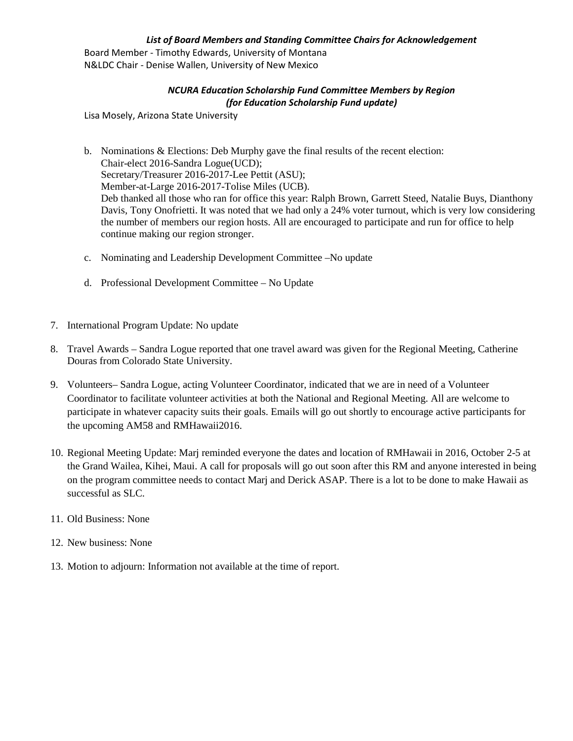***List of Board Members and Standing Committee Chairs for Acknowledgement***

Board Member - Timothy Edwards, University of Montana
N&LDC Chair - Denise Wallen, University of New Mexico

***NCURA Education Scholarship Fund Committee Members by Region (for Education Scholarship Fund update)***

Lisa Mosely, Arizona State University

b. Nominations & Elections: Deb Murphy gave the final results of the recent election:
   Chair-elect 2016-Sandra Logue(UCD);
   Secretary/Treasurer 2016-2017-Lee Pettit (ASU);
   Member-at-Large 2016-2017-Tolise Miles (UCB).
   Deb thanked all those who ran for office this year: Ralph Brown, Garrett Steed, Natalie Buys, Dianthony Davis, Tony Onofrietti. It was noted that we had only a 24% voter turnout, which is very low considering the number of members our region hosts. All are encouraged to participate and run for office to help continue making our region stronger.

c. Nominating and Leadership Development Committee –No update

d. Professional Development Committee – No Update

7. International Program Update: No update

8. Travel Awards – Sandra Logue reported that one travel award was given for the Regional Meeting, Catherine Douras from Colorado State University.

9. Volunteers– Sandra Logue, acting Volunteer Coordinator, indicated that we are in need of a Volunteer Coordinator to facilitate volunteer activities at both the National and Regional Meeting. All are welcome to participate in whatever capacity suits their goals. Emails will go out shortly to encourage active participants for the upcoming AM58 and RMHawaii2016.

10. Regional Meeting Update: Marj reminded everyone the dates and location of RMHawaii in 2016, October 2-5 at the Grand Wailea, Kihei, Maui. A call for proposals will go out soon after this RM and anyone interested in being on the program committee needs to contact Marj and Derick ASAP. There is a lot to be done to make Hawaii as successful as SLC.

11. Old Business: None

12. New business: None

13. Motion to adjourn: Information not available at the time of report.